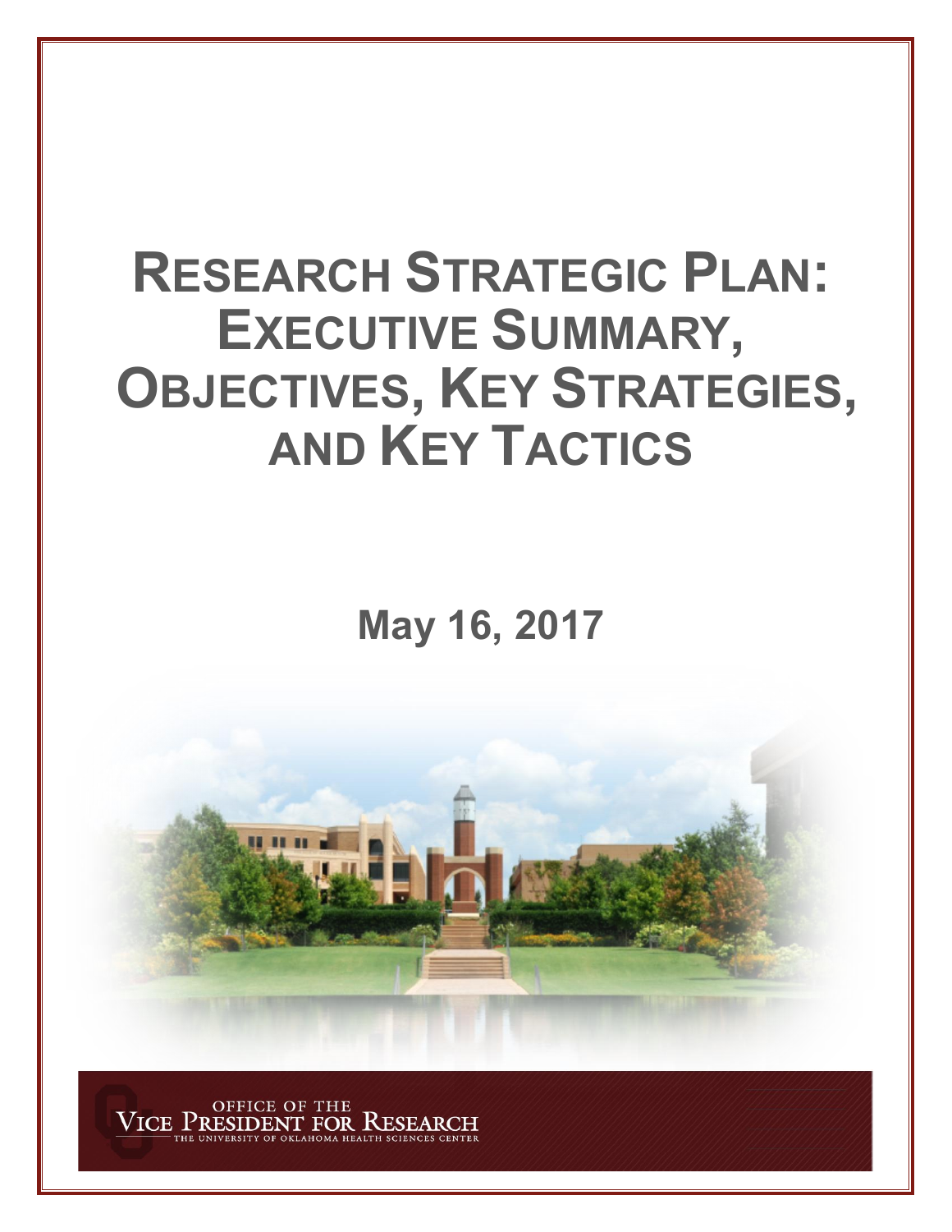# Research Strategic Plan: Executive Summary, Objectives, Key Strategies, and Key Tactics

**May 16, 2017**

Office of the Vice President for Research
The University of Oklahoma Health Sciences Center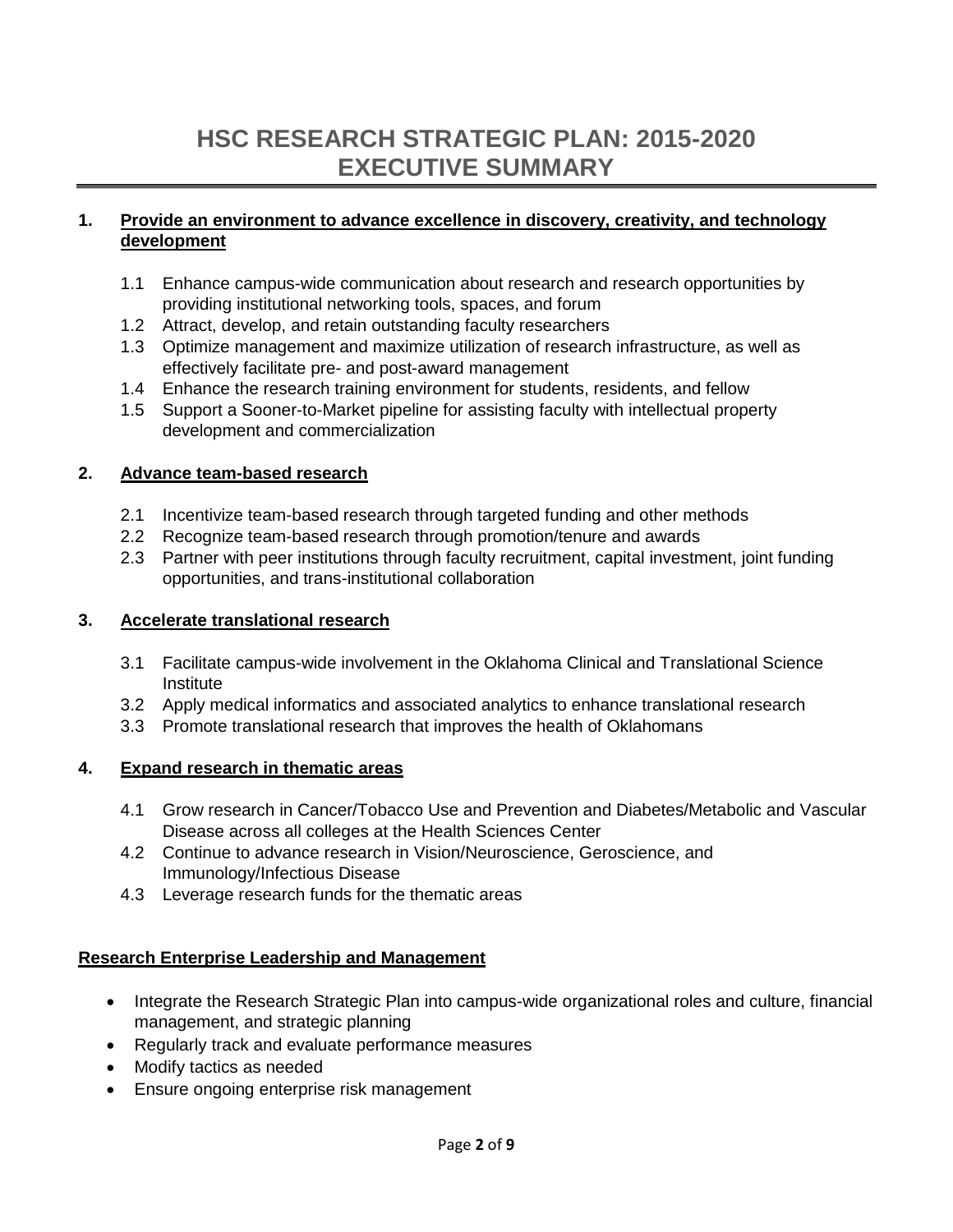# HSC RESEARCH STRATEGIC PLAN: 2015-2020
# EXECUTIVE SUMMARY

## 1. Provide an environment to advance excellence in discovery, creativity, and technology development

- 1.1 Enhance campus-wide communication about research and research opportunities by providing institutional networking tools, spaces, and forum
- 1.2 Attract, develop, and retain outstanding faculty researchers
- 1.3 Optimize management and maximize utilization of research infrastructure, as well as effectively facilitate pre- and post-award management
- 1.4 Enhance the research training environment for students, residents, and fellow
- 1.5 Support a Sooner-to-Market pipeline for assisting faculty with intellectual property development and commercialization

## 2. Advance team-based research

- 2.1 Incentivize team-based research through targeted funding and other methods
- 2.2 Recognize team-based research through promotion/tenure and awards
- 2.3 Partner with peer institutions through faculty recruitment, capital investment, joint funding opportunities, and trans-institutional collaboration

## 3. Accelerate translational research

- 3.1 Facilitate campus-wide involvement in the Oklahoma Clinical and Translational Science Institute
- 3.2 Apply medical informatics and associated analytics to enhance translational research
- 3.3 Promote translational research that improves the health of Oklahomans

## 4. Expand research in thematic areas

- 4.1 Grow research in Cancer/Tobacco Use and Prevention and Diabetes/Metabolic and Vascular Disease across all colleges at the Health Sciences Center
- 4.2 Continue to advance research in Vision/Neuroscience, Geroscience, and Immunology/Infectious Disease
- 4.3 Leverage research funds for the thematic areas

## Research Enterprise Leadership and Management

- Integrate the Research Strategic Plan into campus-wide organizational roles and culture, financial management, and strategic planning
- Regularly track and evaluate performance measures
- Modify tactics as needed
- Ensure ongoing enterprise risk management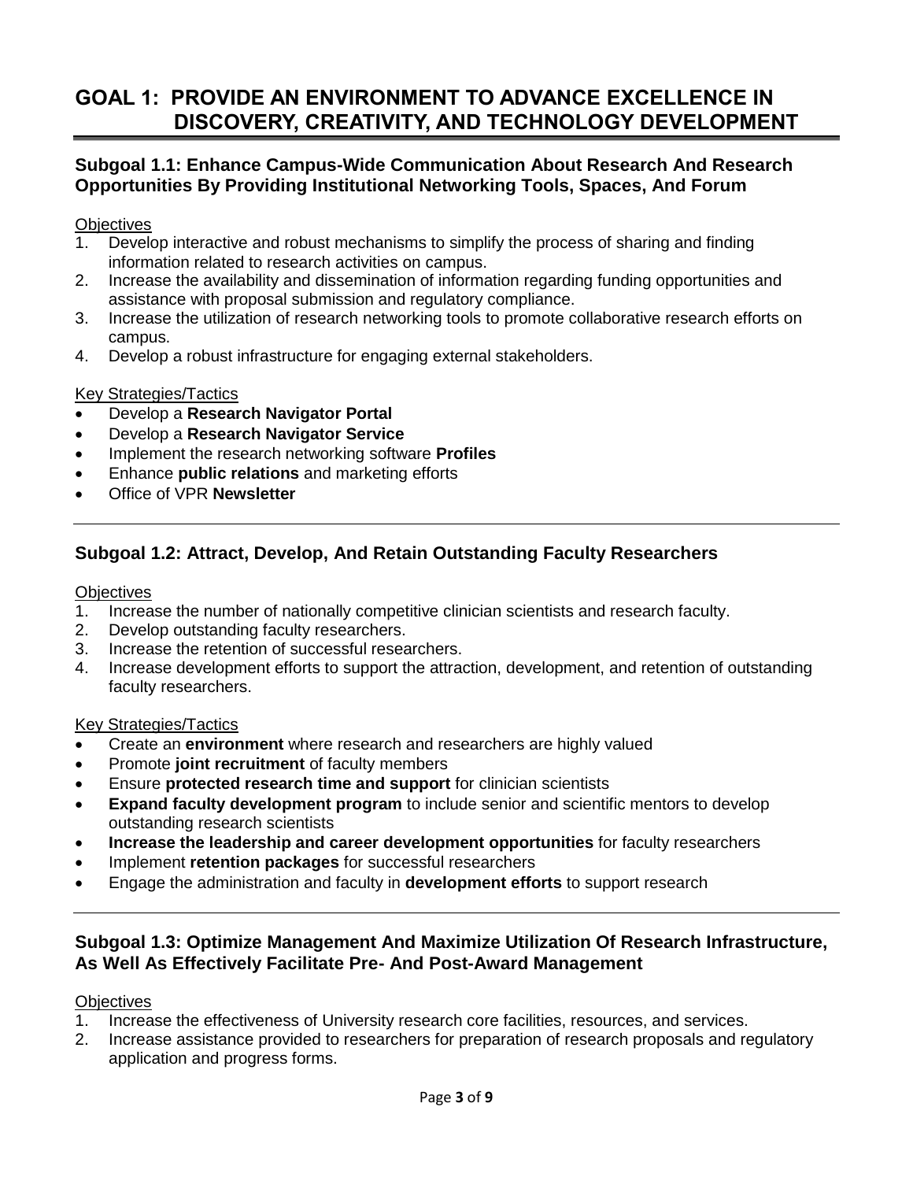# GOAL 1: PROVIDE AN ENVIRONMENT TO ADVANCE EXCELLENCE IN DISCOVERY, CREATIVITY, AND TECHNOLOGY DEVELOPMENT

## Subgoal 1.1: Enhance Campus-Wide Communication About Research And Research Opportunities By Providing Institutional Networking Tools, Spaces, And Forum

Objectives

1. Develop interactive and robust mechanisms to simplify the process of sharing and finding information related to research activities on campus.
2. Increase the availability and dissemination of information regarding funding opportunities and assistance with proposal submission and regulatory compliance.
3. Increase the utilization of research networking tools to promote collaborative research efforts on campus.
4. Develop a robust infrastructure for engaging external stakeholders.

Key Strategies/Tactics

- Develop a **Research Navigator Portal**
- Develop a **Research Navigator Service**
- Implement the research networking software **Profiles**
- Enhance **public relations** and marketing efforts
- Office of VPR **Newsletter**

---

## Subgoal 1.2: Attract, Develop, And Retain Outstanding Faculty Researchers

Objectives

1. Increase the number of nationally competitive clinician scientists and research faculty.
2. Develop outstanding faculty researchers.
3. Increase the retention of successful researchers.
4. Increase development efforts to support the attraction, development, and retention of outstanding faculty researchers.

Key Strategies/Tactics

- Create an **environment** where research and researchers are highly valued
- Promote **joint recruitment** of faculty members
- Ensure **protected research time and support** for clinician scientists
- **Expand faculty development program** to include senior and scientific mentors to develop outstanding research scientists
- **Increase the leadership and career development opportunities** for faculty researchers
- Implement **retention packages** for successful researchers
- Engage the administration and faculty in **development efforts** to support research

---

## Subgoal 1.3: Optimize Management And Maximize Utilization Of Research Infrastructure, As Well As Effectively Facilitate Pre- And Post-Award Management

Objectives

1. Increase the effectiveness of University research core facilities, resources, and services.
2. Increase assistance provided to researchers for preparation of research proposals and regulatory application and progress forms.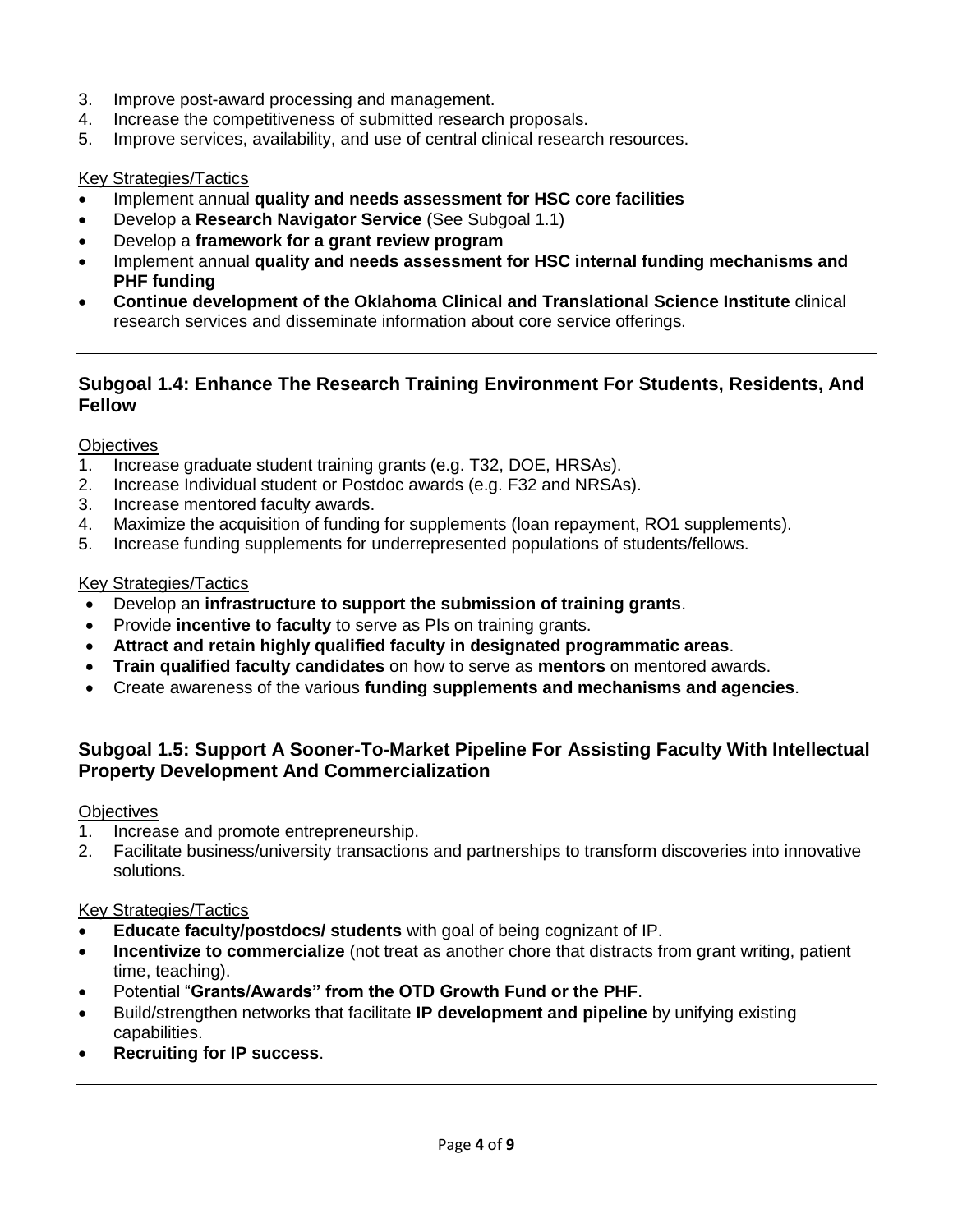3. Improve post-award processing and management.
4. Increase the competitiveness of submitted research proposals.
5. Improve services, availability, and use of central clinical research resources.

Key Strategies/Tactics

- Implement annual **quality and needs assessment for HSC core facilities**
- Develop a **Research Navigator Service** (See Subgoal 1.1)
- Develop a **framework for a grant review program**
- Implement annual **quality and needs assessment for HSC internal funding mechanisms and PHF funding**
- **Continue development of the Oklahoma Clinical and Translational Science Institute** clinical research services and disseminate information about core service offerings.

---

### Subgoal 1.4: Enhance The Research Training Environment For Students, Residents, And Fellow

Objectives

1. Increase graduate student training grants (e.g. T32, DOE, HRSAs).
2. Increase Individual student or Postdoc awards (e.g. F32 and NRSAs).
3. Increase mentored faculty awards.
4. Maximize the acquisition of funding for supplements (loan repayment, RO1 supplements).
5. Increase funding supplements for underrepresented populations of students/fellows.

Key Strategies/Tactics

- Develop an **infrastructure to support the submission of training grants**.
- Provide **incentive to faculty** to serve as PIs on training grants.
- **Attract and retain highly qualified faculty in designated programmatic areas**.
- **Train qualified faculty candidates** on how to serve as **mentors** on mentored awards.
- Create awareness of the various **funding supplements and mechanisms and agencies**.

---

### Subgoal 1.5: Support A Sooner-To-Market Pipeline For Assisting Faculty With Intellectual Property Development And Commercialization

Objectives

1. Increase and promote entrepreneurship.
2. Facilitate business/university transactions and partnerships to transform discoveries into innovative solutions.

Key Strategies/Tactics

- **Educate faculty/postdocs/ students** with goal of being cognizant of IP.
- **Incentivize to commercialize** (not treat as another chore that distracts from grant writing, patient time, teaching).
- Potential "**Grants/Awards" from the OTD Growth Fund or the PHF**.
- Build/strengthen networks that facilitate **IP development and pipeline** by unifying existing capabilities.
- **Recruiting for IP success**.

---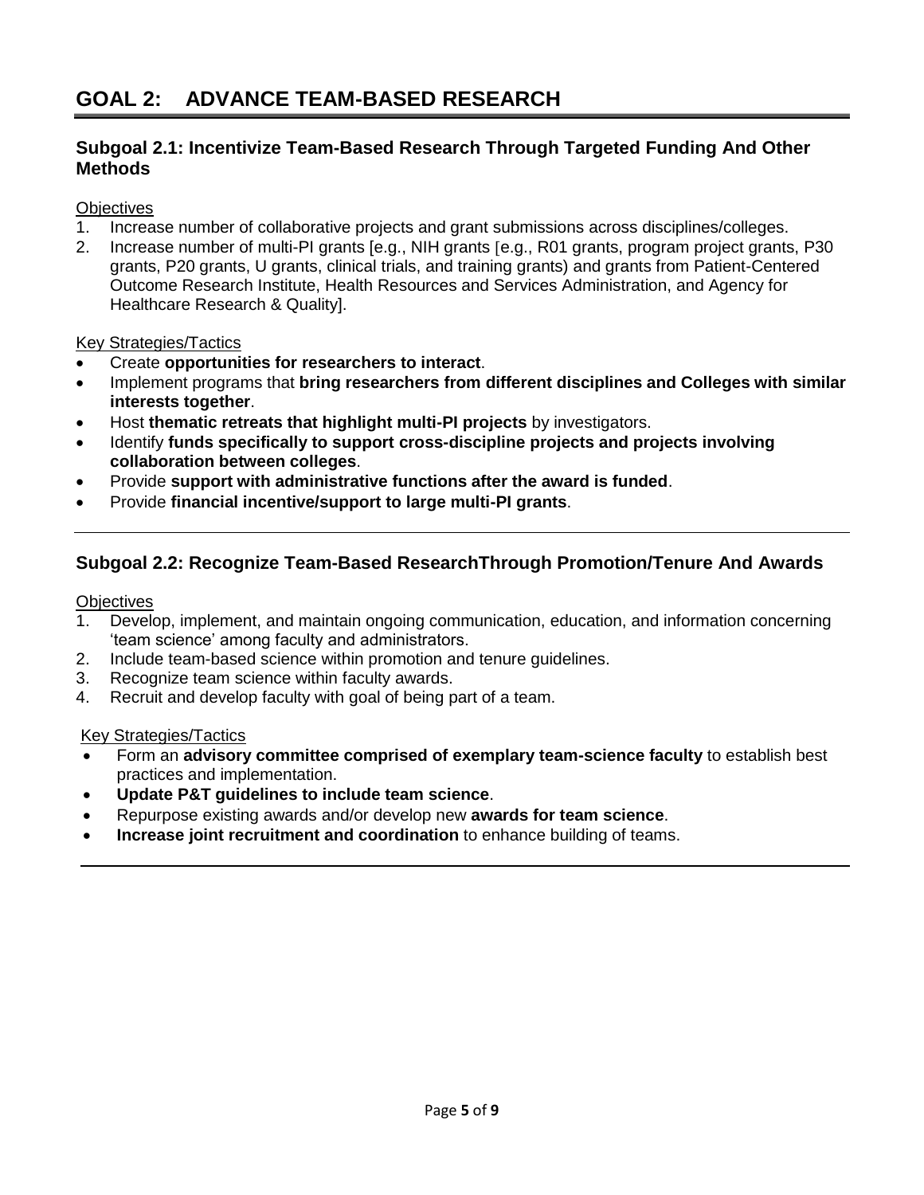# GOAL 2: ADVANCE TEAM-BASED RESEARCH

## Subgoal 2.1: Incentivize Team-Based Research Through Targeted Funding And Other Methods

Objectives

1. Increase number of collaborative projects and grant submissions across disciplines/colleges.
2. Increase number of multi-PI grants [e.g., NIH grants [e.g., R01 grants, program project grants, P30 grants, P20 grants, U grants, clinical trials, and training grants) and grants from Patient-Centered Outcome Research Institute, Health Resources and Services Administration, and Agency for Healthcare Research & Quality].

Key Strategies/Tactics

- Create **opportunities for researchers to interact**.
- Implement programs that **bring researchers from different disciplines and Colleges with similar interests together**.
- Host **thematic retreats that highlight multi-PI projects** by investigators.
- Identify **funds specifically to support cross-discipline projects and projects involving collaboration between colleges**.
- Provide **support with administrative functions after the award is funded**.
- Provide **financial incentive/support to large multi-PI grants**.

---

## Subgoal 2.2: Recognize Team-Based ResearchThrough Promotion/Tenure And Awards

Objectives

1. Develop, implement, and maintain ongoing communication, education, and information concerning 'team science' among faculty and administrators.
2. Include team-based science within promotion and tenure guidelines.
3. Recognize team science within faculty awards.
4. Recruit and develop faculty with goal of being part of a team.

Key Strategies/Tactics

- Form an **advisory committee comprised of exemplary team-science faculty** to establish best practices and implementation.
- **Update P&T guidelines to include team science**.
- Repurpose existing awards and/or develop new **awards for team science**.
- **Increase joint recruitment and coordination** to enhance building of teams.

---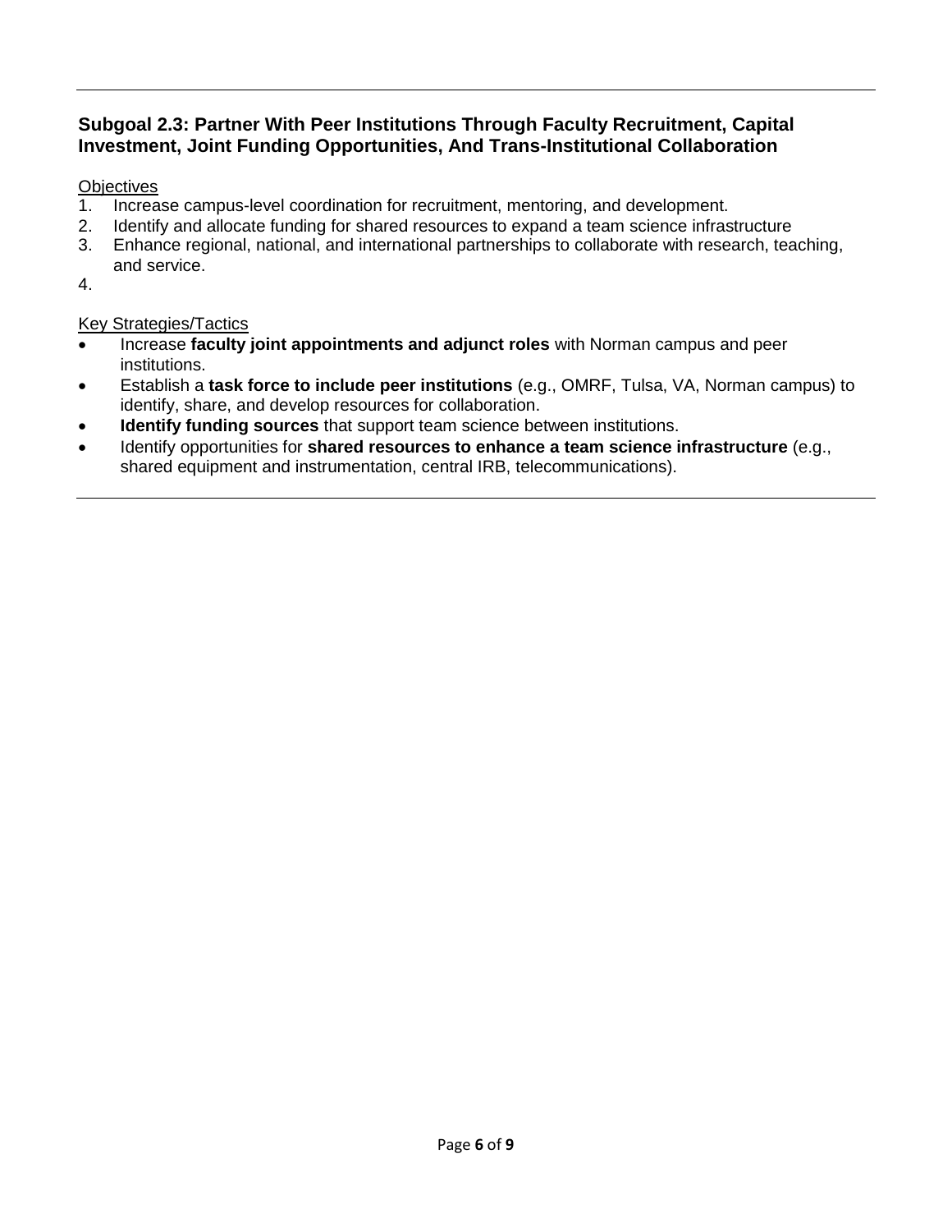### Subgoal 2.3: Partner With Peer Institutions Through Faculty Recruitment, Capital Investment, Joint Funding Opportunities, And Trans-Institutional Collaboration

Objectives

1. Increase campus-level coordination for recruitment, mentoring, and development.
2. Identify and allocate funding for shared resources to expand a team science infrastructure
3. Enhance regional, national, and international partnerships to collaborate with research, teaching, and service.
4.

Key Strategies/Tactics

- Increase **faculty joint appointments and adjunct roles** with Norman campus and peer institutions.
- Establish a **task force to include peer institutions** (e.g., OMRF, Tulsa, VA, Norman campus) to identify, share, and develop resources for collaboration.
- **Identify funding sources** that support team science between institutions.
- Identify opportunities for **shared resources to enhance a team science infrastructure** (e.g., shared equipment and instrumentation, central IRB, telecommunications).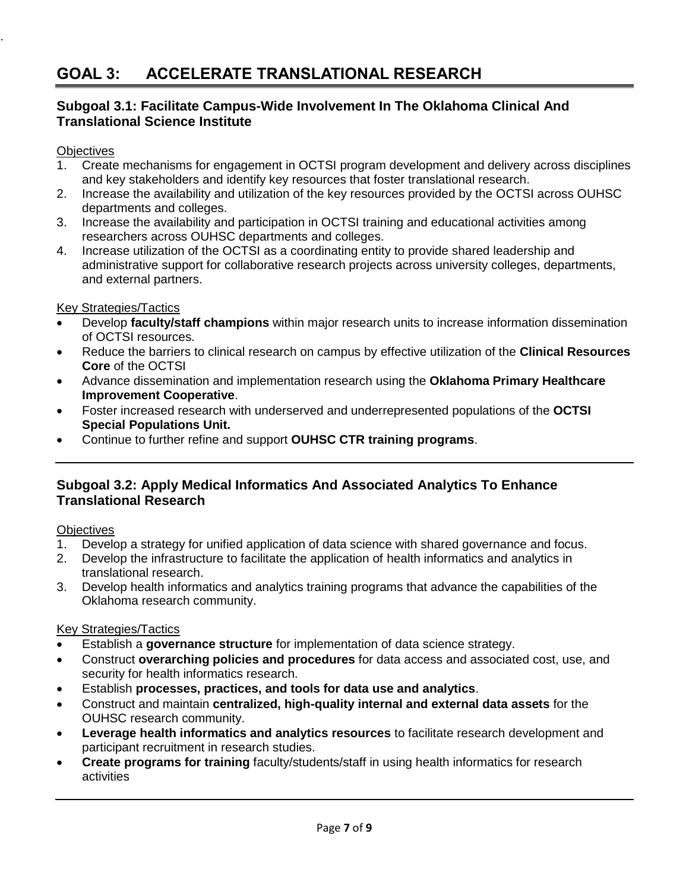# GOAL 3: ACCELERATE TRANSLATIONAL RESEARCH

## Subgoal 3.1: Facilitate Campus-Wide Involvement In The Oklahoma Clinical And Translational Science Institute

Objectives

1. Create mechanisms for engagement in OCTSI program development and delivery across disciplines and key stakeholders and identify key resources that foster translational research.
2. Increase the availability and utilization of the key resources provided by the OCTSI across OUHSC departments and colleges.
3. Increase the availability and participation in OCTSI training and educational activities among researchers across OUHSC departments and colleges.
4. Increase utilization of the OCTSI as a coordinating entity to provide shared leadership and administrative support for collaborative research projects across university colleges, departments, and external partners.

Key Strategies/Tactics

- Develop **faculty/staff champions** within major research units to increase information dissemination of OCTSI resources.
- Reduce the barriers to clinical research on campus by effective utilization of the **Clinical Resources Core** of the OCTSI
- Advance dissemination and implementation research using the **Oklahoma Primary Healthcare Improvement Cooperative**.
- Foster increased research with underserved and underrepresented populations of the **OCTSI Special Populations Unit.**
- Continue to further refine and support **OUHSC CTR training programs**.

## Subgoal 3.2: Apply Medical Informatics And Associated Analytics To Enhance Translational Research

Objectives

1. Develop a strategy for unified application of data science with shared governance and focus.
2. Develop the infrastructure to facilitate the application of health informatics and analytics in translational research.
3. Develop health informatics and analytics training programs that advance the capabilities of the Oklahoma research community.

Key Strategies/Tactics

- Establish a **governance structure** for implementation of data science strategy.
- Construct **overarching policies and procedures** for data access and associated cost, use, and security for health informatics research.
- Establish **processes, practices, and tools for data use and analytics**.
- Construct and maintain **centralized, high-quality internal and external data assets** for the OUHSC research community.
- **Leverage health informatics and analytics resources** to facilitate research development and participant recruitment in research studies.
- **Create programs for training** faculty/students/staff in using health informatics for research activities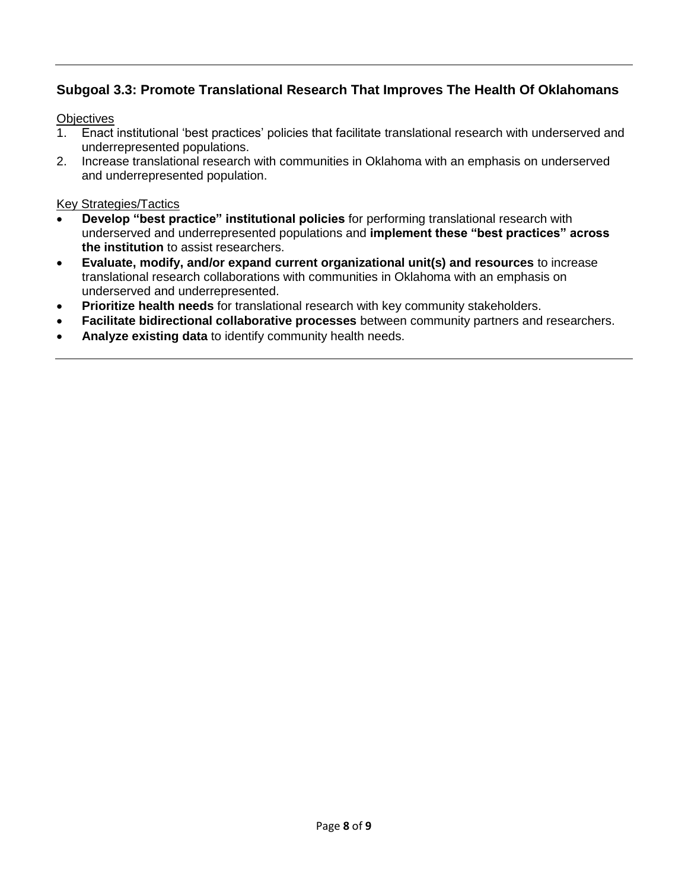## Subgoal 3.3: Promote Translational Research That Improves The Health Of Oklahomans

Objectives

1. Enact institutional 'best practices' policies that facilitate translational research with underserved and underrepresented populations.
2. Increase translational research with communities in Oklahoma with an emphasis on underserved and underrepresented population.

Key Strategies/Tactics

- **Develop "best practice" institutional policies** for performing translational research with underserved and underrepresented populations and **implement these "best practices" across the institution** to assist researchers.
- **Evaluate, modify, and/or expand current organizational unit(s) and resources** to increase translational research collaborations with communities in Oklahoma with an emphasis on underserved and underrepresented.
- **Prioritize health needs** for translational research with key community stakeholders.
- **Facilitate bidirectional collaborative processes** between community partners and researchers.
- **Analyze existing data** to identify community health needs.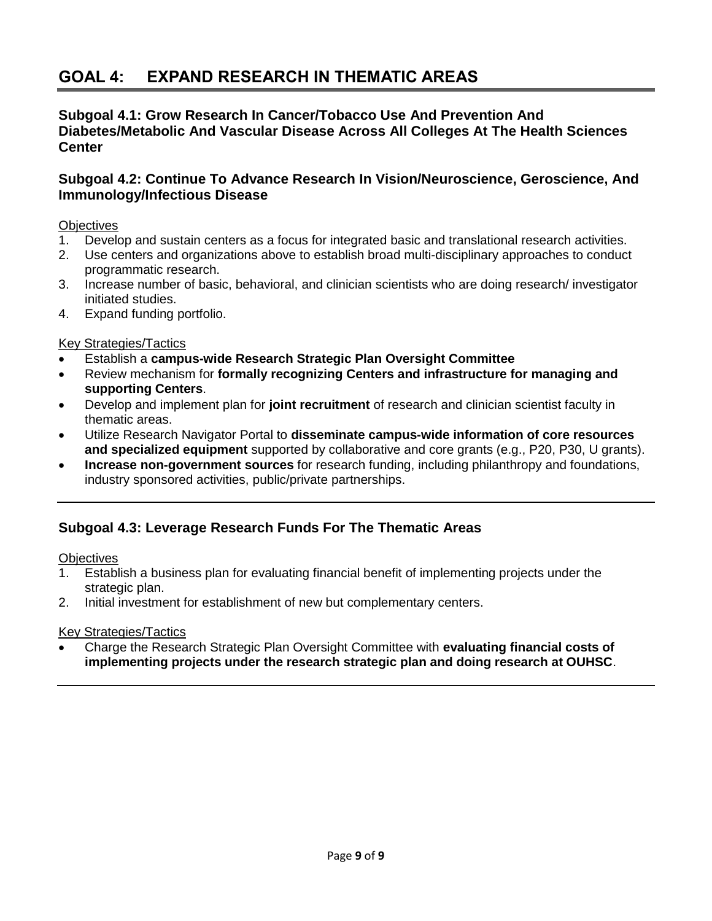# GOAL 4: EXPAND RESEARCH IN THEMATIC AREAS

### Subgoal 4.1: Grow Research In Cancer/Tobacco Use And Prevention And Diabetes/Metabolic And Vascular Disease Across All Colleges At The Health Sciences Center

### Subgoal 4.2: Continue To Advance Research In Vision/Neuroscience, Geroscience, And Immunology/Infectious Disease

<u>Objectives</u>

1. Develop and sustain centers as a focus for integrated basic and translational research activities.
2. Use centers and organizations above to establish broad multi-disciplinary approaches to conduct programmatic research.
3. Increase number of basic, behavioral, and clinician scientists who are doing research/ investigator initiated studies.
4. Expand funding portfolio.

<u>Key Strategies/Tactics</u>

- Establish a **campus-wide Research Strategic Plan Oversight Committee**
- Review mechanism for **formally recognizing Centers and infrastructure for managing and supporting Centers**.
- Develop and implement plan for **joint recruitment** of research and clinician scientist faculty in thematic areas.
- Utilize Research Navigator Portal to **disseminate campus-wide information of core resources and specialized equipment** supported by collaborative and core grants (e.g., P20, P30, U grants).
- **Increase non-government sources** for research funding, including philanthropy and foundations, industry sponsored activities, public/private partnerships.

---

### Subgoal 4.3: Leverage Research Funds For The Thematic Areas

<u>Objectives</u>

1. Establish a business plan for evaluating financial benefit of implementing projects under the strategic plan.
2. Initial investment for establishment of new but complementary centers.

<u>Key Strategies/Tactics</u>

- Charge the Research Strategic Plan Oversight Committee with **evaluating financial costs of implementing projects under the research strategic plan and doing research at OUHSC**.

---